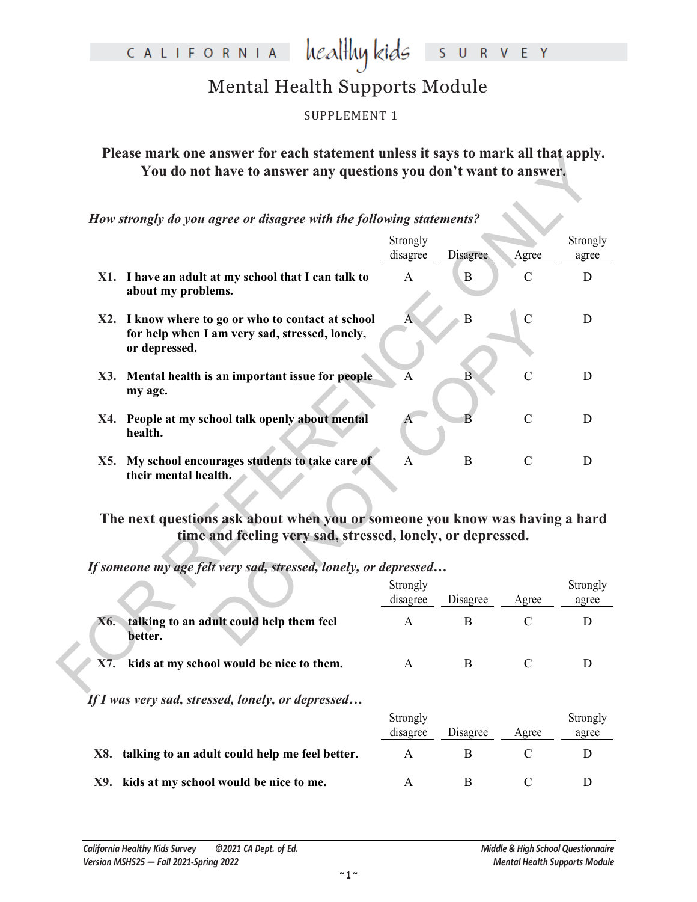CALIFORNIA healthy kids SURVEY

# Mental Health Supports Module

SUPPLEMENT 1

**Please mark one answer for each statement unless it says to mark all that apply. You do not have to answer any questions you don't want to answer.**

*How strongly do you agree or disagree with the following statements?*

| | Strongly disagree | Disagree | Agree | Strongly agree |
|---|---|---|---|---|
| **X1. I have an adult at my school that I can talk to about my problems.** | A | B | C | D |
| **X2. I know where to go or who to contact at school for help when I am very sad, stressed, lonely, or depressed.** | A | B | C | D |
| **X3. Mental health is an important issue for people my age.** | A | B | C | D |
| **X4. People at my school talk openly about mental health.** | A | B | C | D |
| **X5. My school encourages students to take care of their mental health.** | A | B | C | D |

**The next questions ask about when you or someone you know was having a hard time and feeling very sad, stressed, lonely, or depressed.**

*If someone my age felt very sad, stressed, lonely, or depressed…*

| | Strongly disagree | Disagree | Agree | Strongly agree |
|---|---|---|---|---|
| **X6. talking to an adult could help them feel better.** | A | B | C | D |
| **X7. kids at my school would be nice to them.** | A | B | C | D |

*If I was very sad, stressed, lonely, or depressed…*

| | Strongly disagree | Disagree | Agree | Strongly agree |
|---|---|---|---|---|
| **X8. talking to an adult could help me feel better.** | A | B | C | D |
| **X9. kids at my school would be nice to me.** | A | B | C | D |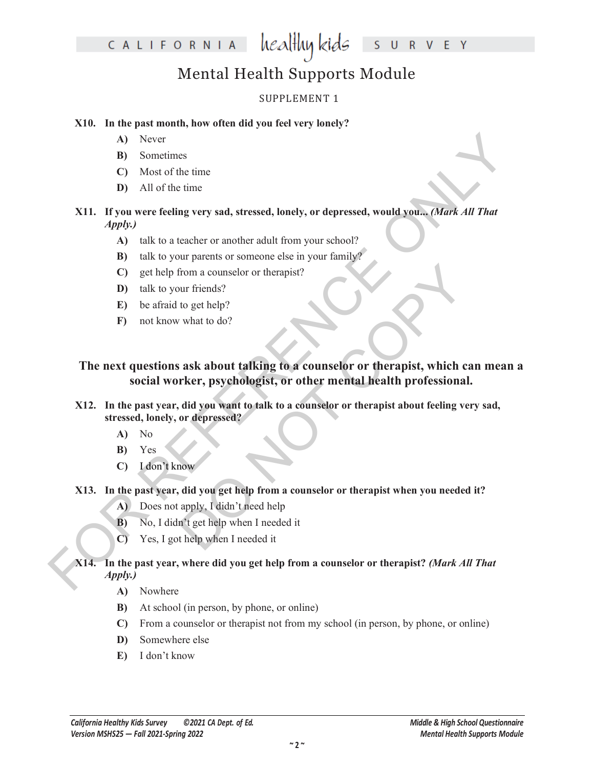# Mental Health Supports Module

SUPPLEMENT 1

**X10. In the past month, how often did you feel very lonely?**

- **A)** Never
- **B)** Sometimes
- **C)** Most of the time
- **D)** All of the time

**X11. If you were feeling very sad, stressed, lonely, or depressed, would you...** ***(Mark All That Apply.)***

- **A)** talk to a teacher or another adult from your school?
- **B)** talk to your parents or someone else in your family?
- **C)** get help from a counselor or therapist?
- **D)** talk to your friends?
- **E)** be afraid to get help?
- **F)** not know what to do?

## The next questions ask about talking to a counselor or therapist, which can mean a social worker, psychologist, or other mental health professional.

**X12. In the past year, did you want to talk to a counselor or therapist about feeling very sad, stressed, lonely, or depressed?**

- **A)** No
- **B)** Yes
- **C)** I don't know

**X13. In the past year, did you get help from a counselor or therapist when you needed it?**

- **A)** Does not apply, I didn't need help
- **B)** No, I didn't get help when I needed it
- **C)** Yes, I got help when I needed it

**X14. In the past year, where did you get help from a counselor or therapist?** ***(Mark All That Apply.)***

- **A)** Nowhere
- **B)** At school (in person, by phone, or online)
- **C)** From a counselor or therapist not from my school (in person, by phone, or online)
- **D)** Somewhere else
- **E)** I don't know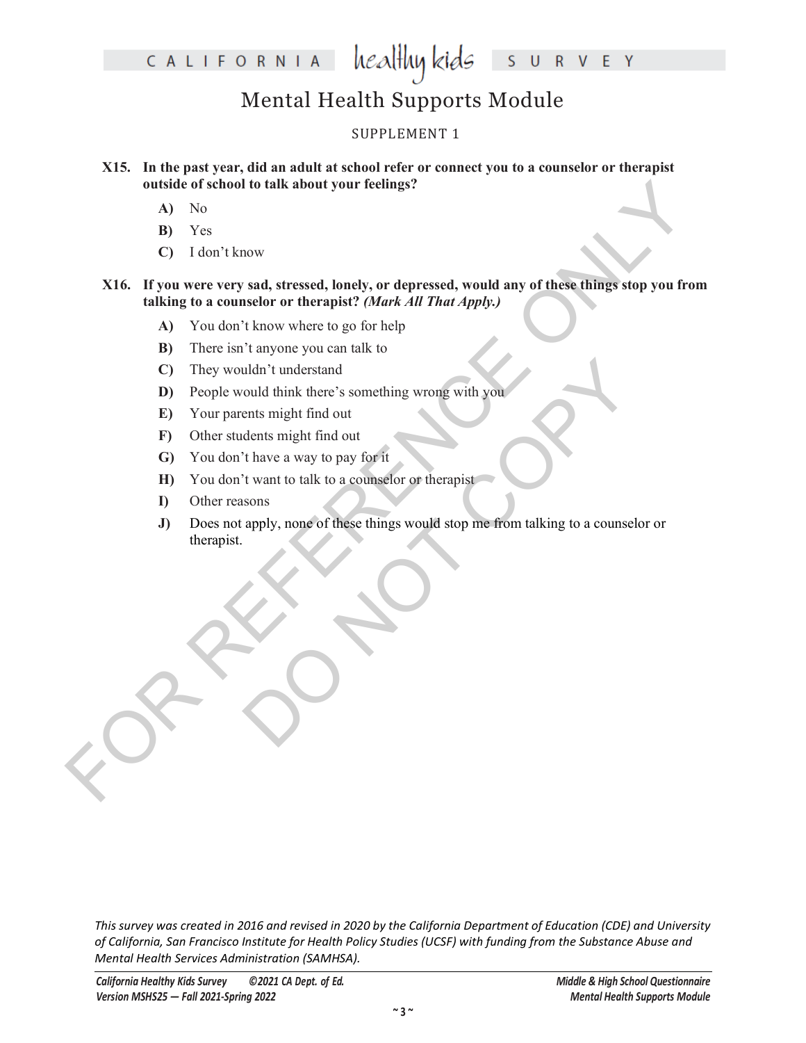# Mental Health Supports Module

SUPPLEMENT 1

**X15. In the past year, did an adult at school refer or connect you to a counselor or therapist outside of school to talk about your feelings?**

- **A)** No
- **B)** Yes
- **C)** I don't know

**X16. If you were very sad, stressed, lonely, or depressed, would any of these things stop you from talking to a counselor or therapist? *(Mark All That Apply.)***

- **A)** You don't know where to go for help
- **B)** There isn't anyone you can talk to
- **C)** They wouldn't understand
- **D)** People would think there's something wrong with you
- **E)** Your parents might find out
- **F)** Other students might find out
- **G)** You don't have a way to pay for it
- **H)** You don't want to talk to a counselor or therapist
- **I)** Other reasons
- **J)** Does not apply, none of these things would stop me from talking to a counselor or therapist.

*This survey was created in 2016 and revised in 2020 by the California Department of Education (CDE) and University of California, San Francisco Institute for Health Policy Studies (UCSF) with funding from the Substance Abuse and Mental Health Services Administration (SAMHSA).*